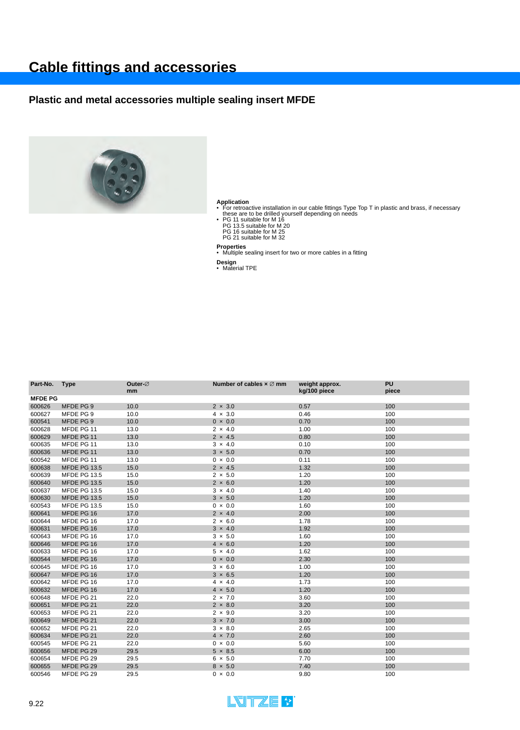# Cable fittings and accessories

## Plastic and metal accessories multiple sealing insert MFDE

**Application**

- For retroactive installation in our cable fittings Type Top T in plastic and brass, if necessary these are to be drilled yourself depending on needs
- PG 11 suitable for M 16
  PG 13.5 suitable for M 20
  PG 16 suitable for M 25
  PG 21 suitable for M 32

**Properties**

- Multiple sealing insert for two or more cables in a fitting

**Design**

- Material TPE

| Part-No. | Type | Outer-∅ mm | Number of cables × ∅ mm | weight approx. kg/100 piece | PU piece |
|---|---|---|---|---|---|
| **MFDE PG** | | | | | |
| 600626 | MFDE PG 9 | 10.0 | 2 × 3.0 | 0.57 | 100 |
| 600627 | MFDE PG 9 | 10.0 | 4 × 3.0 | 0.46 | 100 |
| 600541 | MFDE PG 9 | 10.0 | 0 × 0.0 | 0.70 | 100 |
| 600628 | MFDE PG 11 | 13.0 | 2 × 4.0 | 1.00 | 100 |
| 600629 | MFDE PG 11 | 13.0 | 2 × 4.5 | 0.80 | 100 |
| 600635 | MFDE PG 11 | 13.0 | 3 × 4.0 | 0.10 | 100 |
| 600636 | MFDE PG 11 | 13.0 | 3 × 5.0 | 0.70 | 100 |
| 600542 | MFDE PG 11 | 13.0 | 0 × 0.0 | 0.11 | 100 |
| 600638 | MFDE PG 13.5 | 15.0 | 2 × 4.5 | 1.32 | 100 |
| 600639 | MFDE PG 13.5 | 15.0 | 2 × 5.0 | 1.20 | 100 |
| 600640 | MFDE PG 13.5 | 15.0 | 2 × 6.0 | 1.20 | 100 |
| 600637 | MFDE PG 13.5 | 15.0 | 3 × 4.0 | 1.40 | 100 |
| 600630 | MFDE PG 13.5 | 15.0 | 3 × 5.0 | 1.20 | 100 |
| 600543 | MFDE PG 13.5 | 15.0 | 0 × 0.0 | 1.60 | 100 |
| 600641 | MFDE PG 16 | 17.0 | 2 × 4.0 | 2.00 | 100 |
| 600644 | MFDE PG 16 | 17.0 | 2 × 6.0 | 1.78 | 100 |
| 600631 | MFDE PG 16 | 17.0 | 3 × 4.0 | 1.92 | 100 |
| 600643 | MFDE PG 16 | 17.0 | 3 × 5.0 | 1.60 | 100 |
| 600646 | MFDE PG 16 | 17.0 | 4 × 6.0 | 1.20 | 100 |
| 600633 | MFDE PG 16 | 17.0 | 5 × 4.0 | 1.62 | 100 |
| 600544 | MFDE PG 16 | 17.0 | 0 × 0.0 | 2.30 | 100 |
| 600645 | MFDE PG 16 | 17.0 | 3 × 6.0 | 1.00 | 100 |
| 600647 | MFDE PG 16 | 17.0 | 3 × 6.5 | 1.20 | 100 |
| 600642 | MFDE PG 16 | 17.0 | 4 × 4.0 | 1.73 | 100 |
| 600632 | MFDE PG 16 | 17.0 | 4 × 5.0 | 1.20 | 100 |
| 600648 | MFDE PG 21 | 22.0 | 2 × 7.0 | 3.60 | 100 |
| 600651 | MFDE PG 21 | 22.0 | 2 × 8.0 | 3.20 | 100 |
| 600653 | MFDE PG 21 | 22.0 | 2 × 9.0 | 3.20 | 100 |
| 600649 | MFDE PG 21 | 22.0 | 3 × 7.0 | 3.00 | 100 |
| 600652 | MFDE PG 21 | 22.0 | 3 × 8.0 | 2.65 | 100 |
| 600634 | MFDE PG 21 | 22.0 | 4 × 7.0 | 2.60 | 100 |
| 600545 | MFDE PG 21 | 22.0 | 0 × 0.0 | 5.60 | 100 |
| 600656 | MFDE PG 29 | 29.5 | 5 × 8.5 | 6.00 | 100 |
| 600654 | MFDE PG 29 | 29.5 | 6 × 5.0 | 7.70 | 100 |
| 600655 | MFDE PG 29 | 29.5 | 8 × 5.0 | 7.40 | 100 |
| 600546 | MFDE PG 29 | 29.5 | 0 × 0.0 | 9.80 | 100 |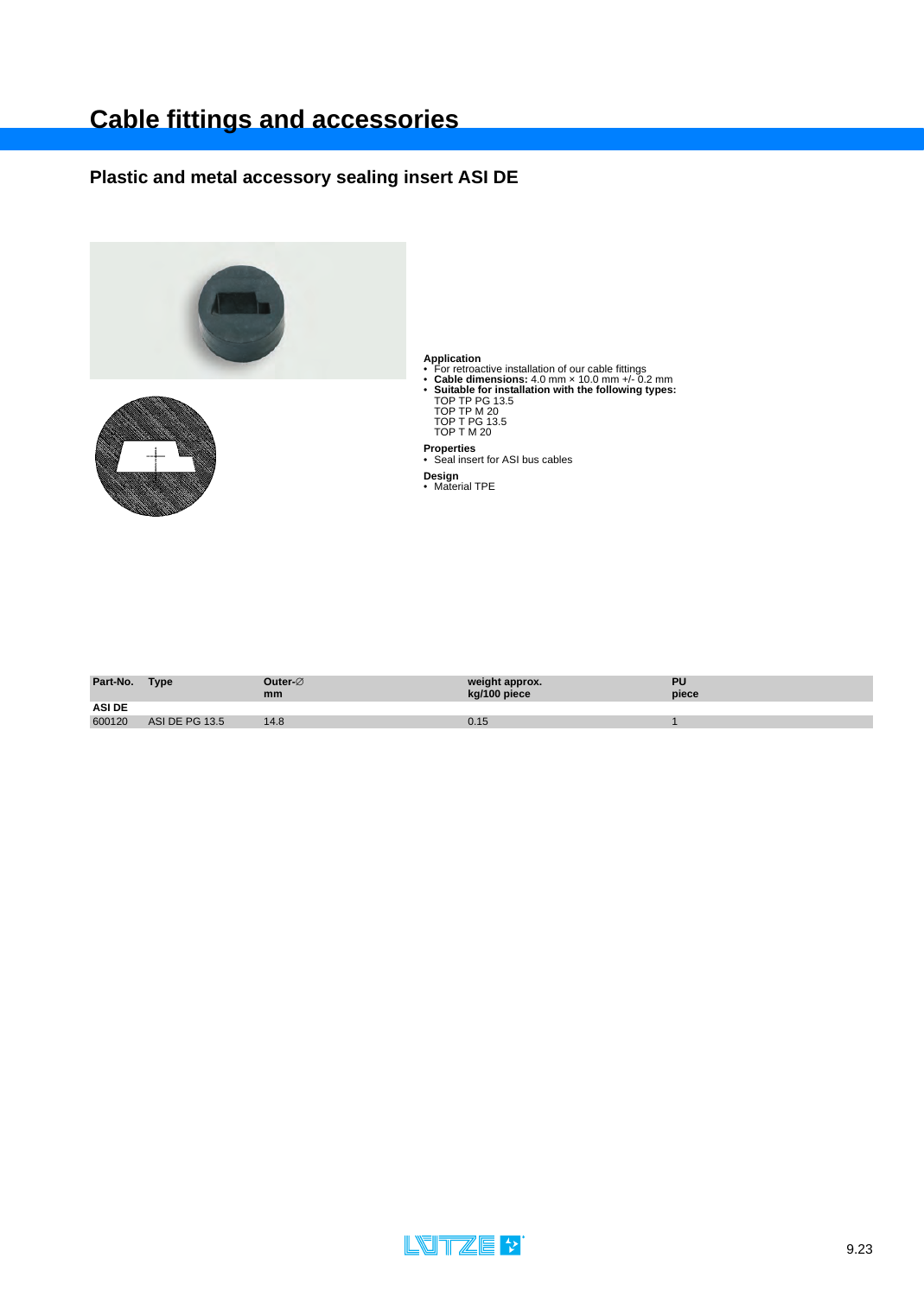# Cable fittings and accessories

## Plastic and metal accessory sealing insert ASI DE

**Application**
- For retroactive installation of our cable fittings
- **Cable dimensions:** 4.0 mm × 10.0 mm +/- 0.2 mm
- **Suitable for installation with the following types:**
  TOP TP PG 13.5
  TOP TP M 20
  TOP T PG 13.5
  TOP T M 20

**Properties**
- Seal insert for ASI bus cables

**Design**
- Material TPE

| Part-No. | Type | Outer-∅ mm | weight approx. kg/100 piece | PU piece |
|---|---|---|---|---|
| **ASI DE** | | | | |
| 600120 | ASI DE PG 13.5 | 14.8 | 0.15 | 1 |